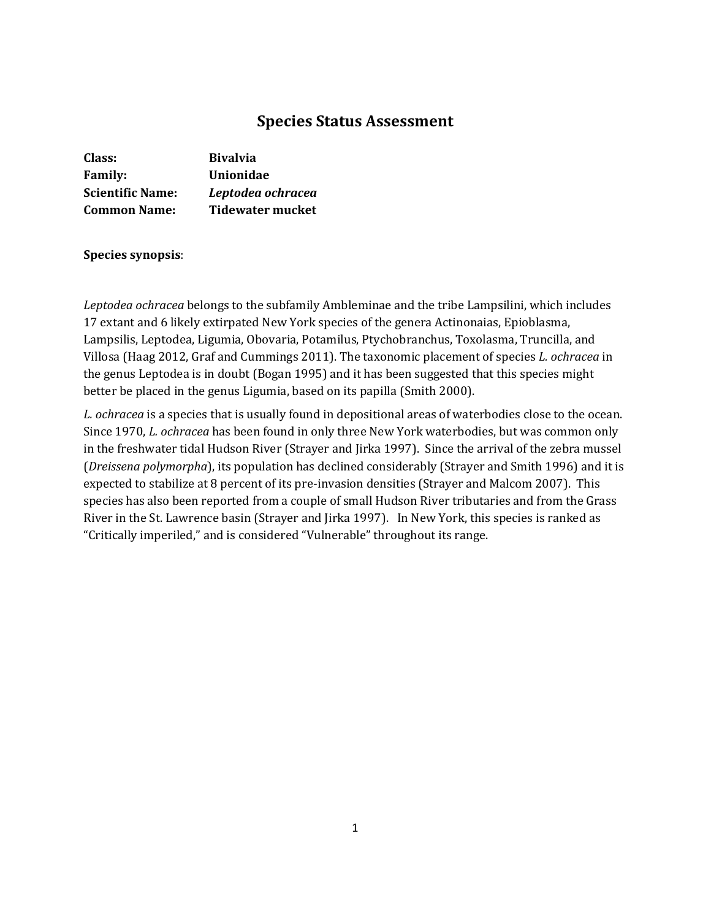# Species Status Assessment

**Class:** **Bivalvia**
**Family:** **Unionidae**
**Scientific Name:** ***Leptodea ochracea***
**Common Name:** **Tidewater mucket**

**Species synopsis**:

*Leptodea ochracea* belongs to the subfamily Ambleminae and the tribe Lampsilini, which includes 17 extant and 6 likely extirpated New York species of the genera Actinonaias, Epioblasma, Lampsilis, Leptodea, Ligumia, Obovaria, Potamilus, Ptychobranchus, Toxolasma, Truncilla, and Villosa (Haag 2012, Graf and Cummings 2011). The taxonomic placement of species *L. ochracea* in the genus Leptodea is in doubt (Bogan 1995) and it has been suggested that this species might better be placed in the genus Ligumia, based on its papilla (Smith 2000).

*L. ochracea* is a species that is usually found in depositional areas of waterbodies close to the ocean. Since 1970, *L. ochracea* has been found in only three New York waterbodies, but was common only in the freshwater tidal Hudson River (Strayer and Jirka 1997). Since the arrival of the zebra mussel (*Dreissena polymorpha*), its population has declined considerably (Strayer and Smith 1996) and it is expected to stabilize at 8 percent of its pre-invasion densities (Strayer and Malcom 2007). This species has also been reported from a couple of small Hudson River tributaries and from the Grass River in the St. Lawrence basin (Strayer and Jirka 1997). In New York, this species is ranked as "Critically imperiled," and is considered "Vulnerable" throughout its range.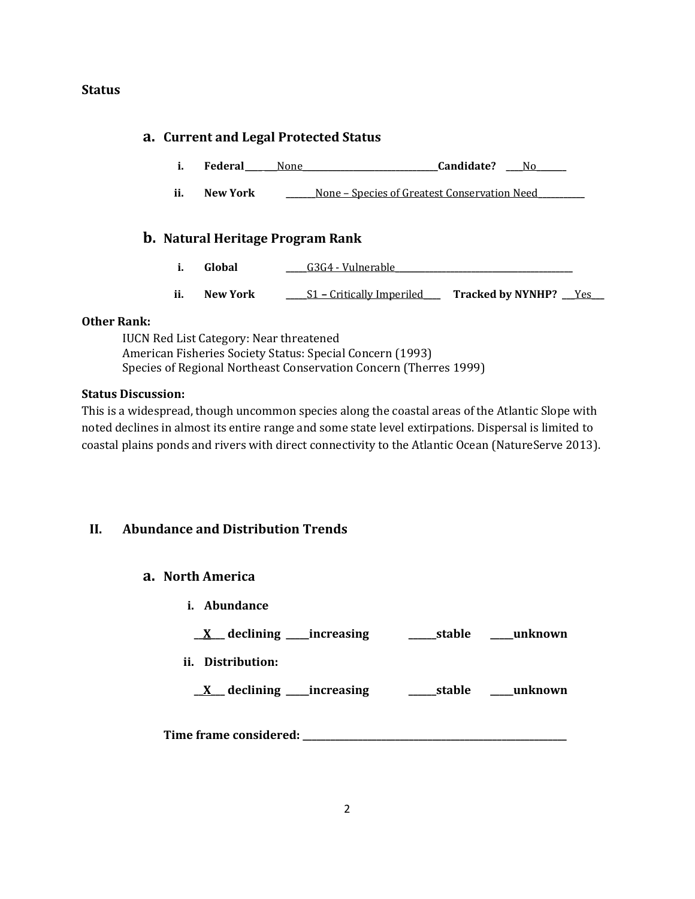**Status**

## a. Current and Legal Protected Status

i. **Federal** ______None______________________________ **Candidate?** ____No________

ii. **New York** ________None – Species of Greatest Conservation Need___________

## b. Natural Heritage Program Rank

i. **Global** ______G3G4 - Vulnerable_________________________________________

ii. **New York** ______S1 – Critically Imperiled____ **Tracked by NYNHP?** ___Yes___

**Other Rank:**

IUCN Red List Category: Near threatened
American Fisheries Society Status: Special Concern (1993)
Species of Regional Northeast Conservation Concern (Therres 1999)

**Status Discussion:**

This is a widespread, though uncommon species along the coastal areas of the Atlantic Slope with noted declines in almost its entire range and some state level extirpations. Dispersal is limited to coastal plains ponds and rivers with direct connectivity to the Atlantic Ocean (NatureServe 2013).

# II. Abundance and Distribution Trends

## a. North America

i. **Abundance**

__X__ **declining** _____**increasing** ______**stable** _____**unknown**

ii. **Distribution:**

__X__ **declining** _____**increasing** ______**stable** _____**unknown**

**Time frame considered:** ___________________________________________________________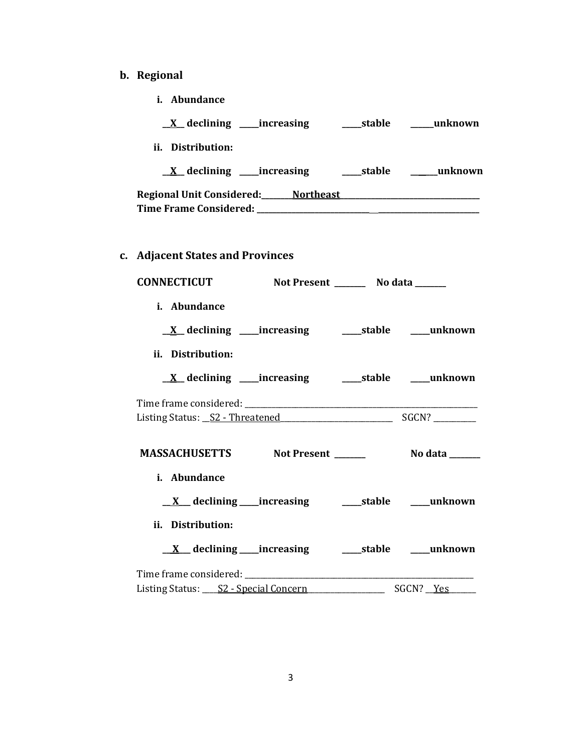## b. Regional

### i. Abundance

__X__ declining ____increasing ____stable _____unknown

### ii. Distribution:

__X__ declining ____increasing ____stable _____unknown

**Regional Unit Considered:** Northeast
**Time Frame Considered:** ______________________

## c. Adjacent States and Provinces

**CONNECTICUT** **Not Present** _______ **No data** _______

### i. Abundance

__X__ declining ____increasing ____stable ____unknown

### ii. Distribution:

__X__ declining ____increasing ____stable ____unknown

Time frame considered: ______________________
Listing Status: S2 - Threatened SGCN? __________

**MASSACHUSETTS** **Not Present** _______ **No data** _______

### i. Abundance

__X__ declining ____increasing ____stable ____unknown

### ii. Distribution:

__X__ declining ____increasing ____stable ____unknown

Time frame considered: ______________________
Listing Status: S2 - Special Concern SGCN? Yes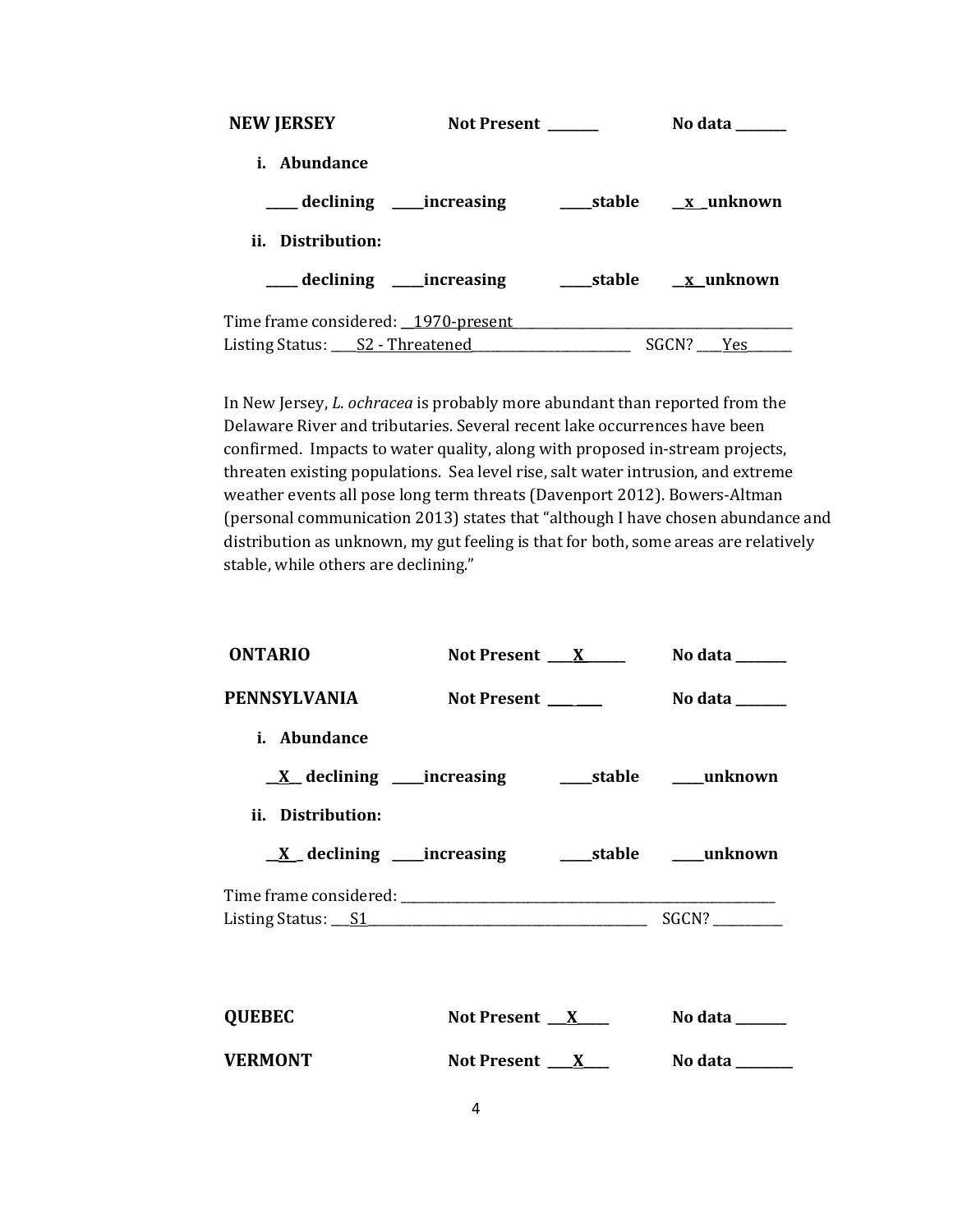**NEW JERSEY** **Not Present** ________ **No data** ________

**i. Abundance**

**_____ declining _____increasing _____stable __x__unknown**

**ii. Distribution:**

**_____ declining _____increasing _____stable __x__unknown**

Time frame considered: __1970-present________________________________________

Listing Status: ____S2 - Threatened________________________ SGCN? ____Yes_______

In New Jersey, *L. ochracea* is probably more abundant than reported from the Delaware River and tributaries. Several recent lake occurrences have been confirmed. Impacts to water quality, along with proposed in-stream projects, threaten existing populations. Sea level rise, salt water intrusion, and extreme weather events all pose long term threats (Davenport 2012). Bowers-Altman (personal communication 2013) states that "although I have chosen abundance and distribution as unknown, my gut feeling is that for both, some areas are relatively stable, while others are declining."

**ONTARIO** **Not Present** ____X_______ **No data** ________

**PENNSYLVANIA** **Not Present** ________ **No data** ________

**i. Abundance**

**__X__ declining _____increasing _____stable _____unknown**

**ii. Distribution:**

**__X__ declining _____increasing _____stable _____unknown**

Time frame considered: ____________________________________________________________

Listing Status: ___S1_____________________________________________ SGCN? ___________

**QUEBEC** **Not Present** ___X_____ **No data** ________

**VERMONT** **Not Present** ____X____ **No data** ________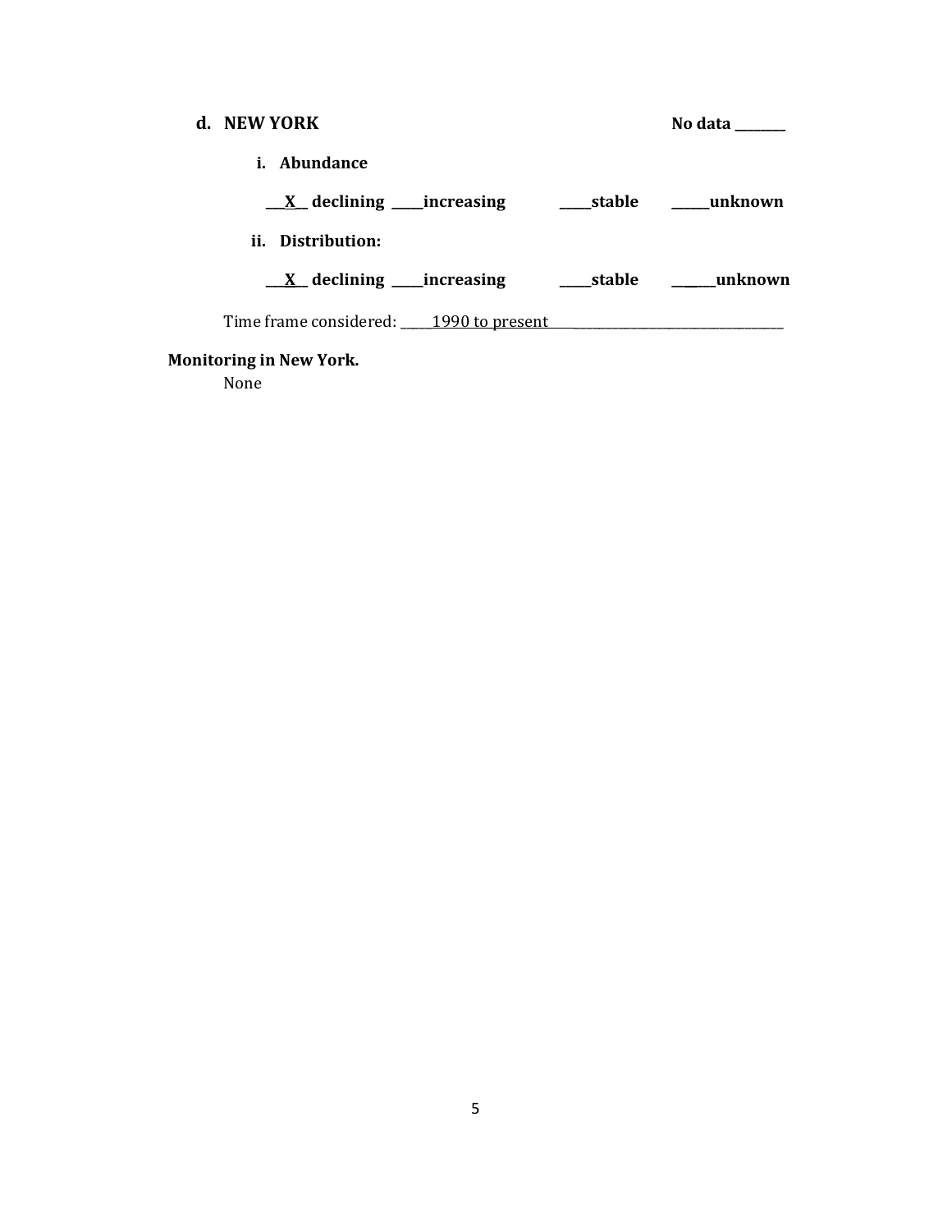**d. NEW YORK** **No data \_\_\_\_\_\_\_\_**

**i. Abundance**

\_\_\_X\_\_ **declining** \_\_\_\_\_**increasing** \_\_\_\_\_**stable** \_\_\_\_\_\_**unknown**

**ii. Distribution:**

\_\_\_X\_\_ **declining** \_\_\_\_\_**increasing** \_\_\_\_\_**stable** \_\_\_\_\_\_**unknown**

Time frame considered: \_\_\_\_\_1990 to present\_\_\_\_\_\_\_\_\_\_\_\_\_\_\_\_\_\_\_\_\_\_\_\_\_\_\_\_\_\_\_\_\_\_\_

**Monitoring in New York.**

None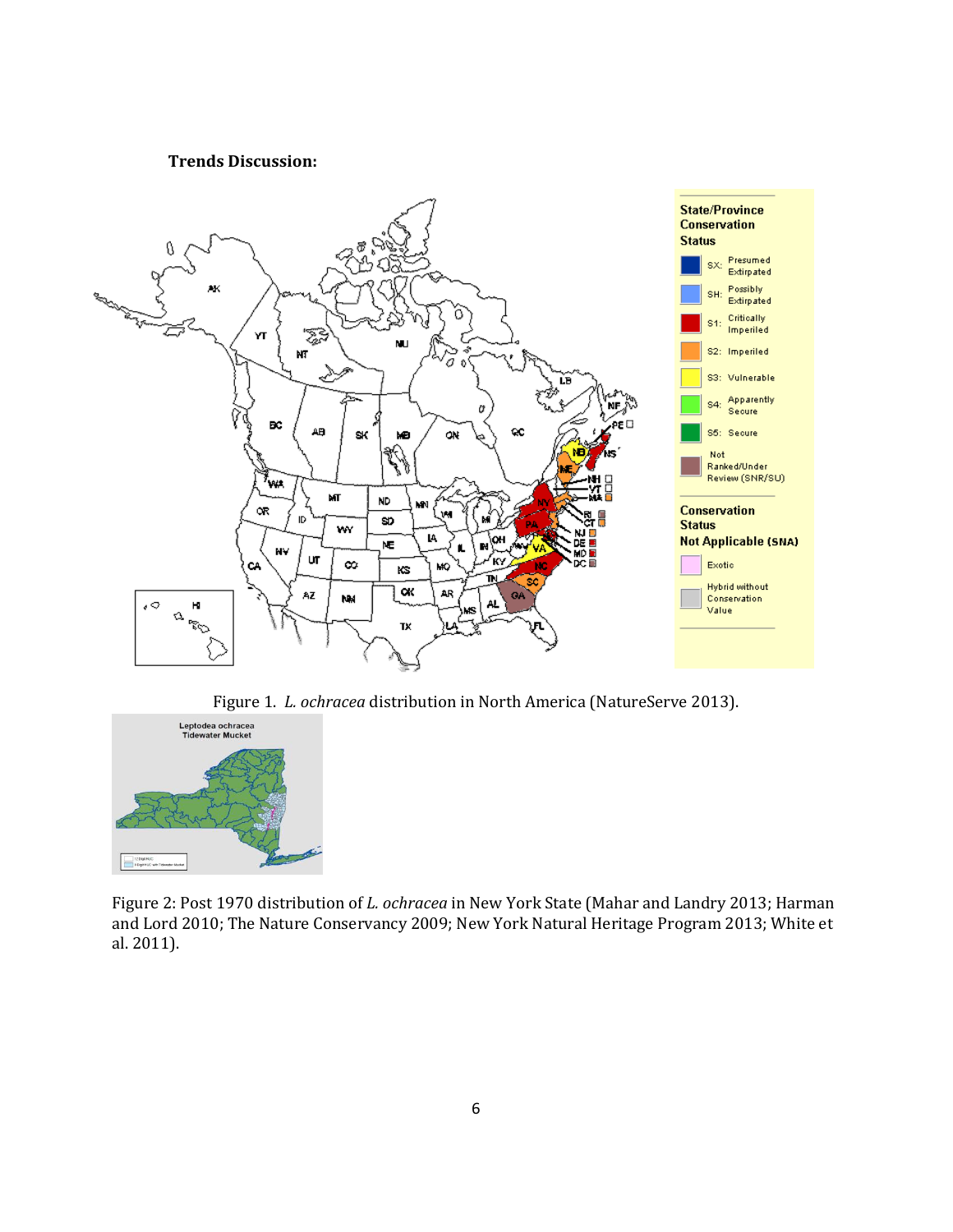**Trends Discussion:**

Figure 1. *L. ochracea* distribution in North America (NatureServe 2013).

Figure 2: Post 1970 distribution of *L. ochracea* in New York State (Mahar and Landry 2013; Harman and Lord 2010; The Nature Conservancy 2009; New York Natural Heritage Program 2013; White et al. 2011).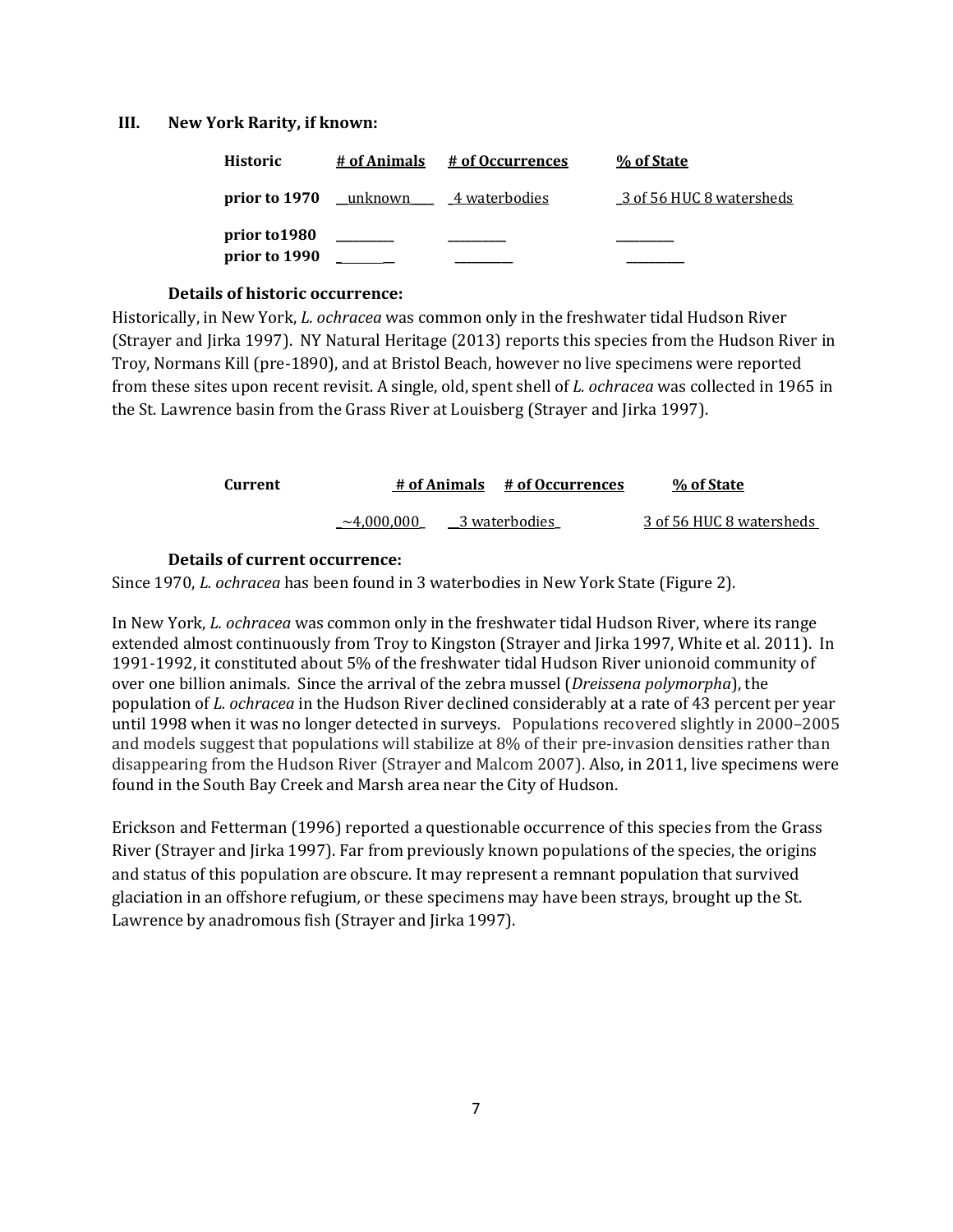## III. New York Rarity, if known:

| Historic | # of Animals | # of Occurrences | % of State |
|---|---|---|---|
| prior to 1970 | unknown | 4 waterbodies | 3 of 56 HUC 8 watersheds |
| prior to1980 | | | |
| prior to 1990 | | | |

### Details of historic occurrence:

Historically, in New York, *L. ochracea* was common only in the freshwater tidal Hudson River (Strayer and Jirka 1997). NY Natural Heritage (2013) reports this species from the Hudson River in Troy, Normans Kill (pre-1890), and at Bristol Beach, however no live specimens were reported from these sites upon recent revisit. A single, old, spent shell of *L. ochracea* was collected in 1965 in the St. Lawrence basin from the Grass River at Louisberg (Strayer and Jirka 1997).

| Current | # of Animals | # of Occurrences | % of State |
|---|---|---|---|
| | ~4,000,000 | 3 waterbodies | 3 of 56 HUC 8 watersheds |

### Details of current occurrence:

Since 1970, *L. ochracea* has been found in 3 waterbodies in New York State (Figure 2).

In New York, *L. ochracea* was common only in the freshwater tidal Hudson River, where its range extended almost continuously from Troy to Kingston (Strayer and Jirka 1997, White et al. 2011). In 1991-1992, it constituted about 5% of the freshwater tidal Hudson River unionoid community of over one billion animals. Since the arrival of the zebra mussel (*Dreissena polymorpha*), the population of *L. ochracea* in the Hudson River declined considerably at a rate of 43 percent per year until 1998 when it was no longer detected in surveys. Populations recovered slightly in 2000–2005 and models suggest that populations will stabilize at 8% of their pre-invasion densities rather than disappearing from the Hudson River (Strayer and Malcom 2007). Also, in 2011, live specimens were found in the South Bay Creek and Marsh area near the City of Hudson.

Erickson and Fetterman (1996) reported a questionable occurrence of this species from the Grass River (Strayer and Jirka 1997). Far from previously known populations of the species, the origins and status of this population are obscure. It may represent a remnant population that survived glaciation in an offshore refugium, or these specimens may have been strays, brought up the St. Lawrence by anadromous fish (Strayer and Jirka 1997).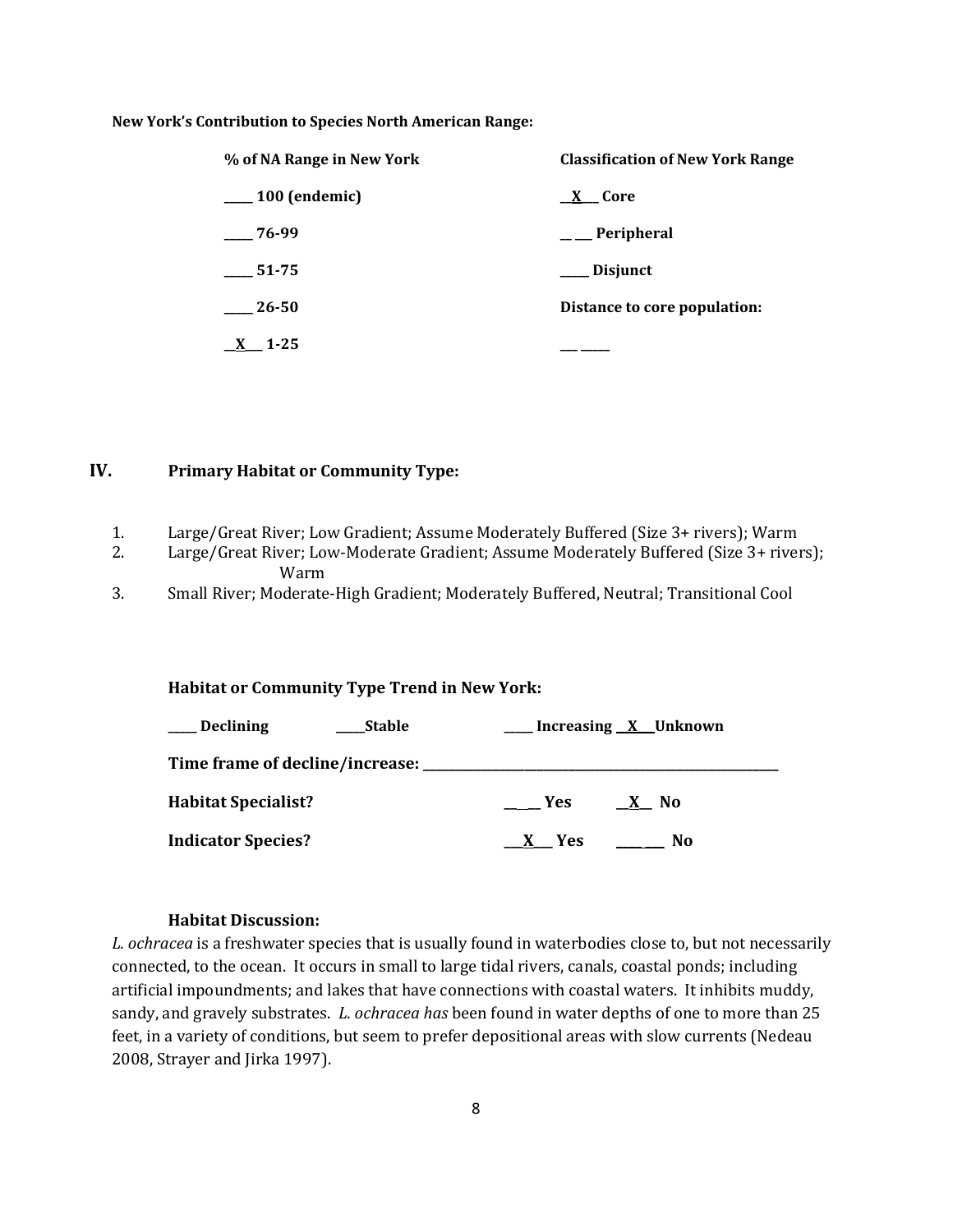**New York's Contribution to Species North American Range:**

| % of NA Range in New York | Classification of New York Range |
|---|---|
| ____ 100 (endemic) | __X__ Core |
| ____ 76-99 | __ __ Peripheral |
| ____ 51-75 | ____ Disjunct |
| ____ 26-50 | Distance to core population: |
| __X__ 1-25 | __ ____ |

## IV. Primary Habitat or Community Type:

1. Large/Great River; Low Gradient; Assume Moderately Buffered (Size 3+ rivers); Warm
2. Large/Great River; Low-Moderate Gradient; Assume Moderately Buffered (Size 3+ rivers); Warm
3. Small River; Moderate-High Gradient; Moderately Buffered, Neutral; Transitional Cool

**Habitat or Community Type Trend in New York:**

____ Declining ____Stable ____ Increasing __X__Unknown

**Time frame of decline/increase:** ________________________________

**Habitat Specialist?** _____ Yes __X__ No

**Indicator Species?** __X__ Yes _______ No

**Habitat Discussion:**

*L. ochracea* is a freshwater species that is usually found in waterbodies close to, but not necessarily connected, to the ocean. It occurs in small to large tidal rivers, canals, coastal ponds; including artificial impoundments; and lakes that have connections with coastal waters. It inhibits muddy, sandy, and gravely substrates. *L. ochracea has* been found in water depths of one to more than 25 feet, in a variety of conditions, but seem to prefer depositional areas with slow currents (Nedeau 2008, Strayer and Jirka 1997).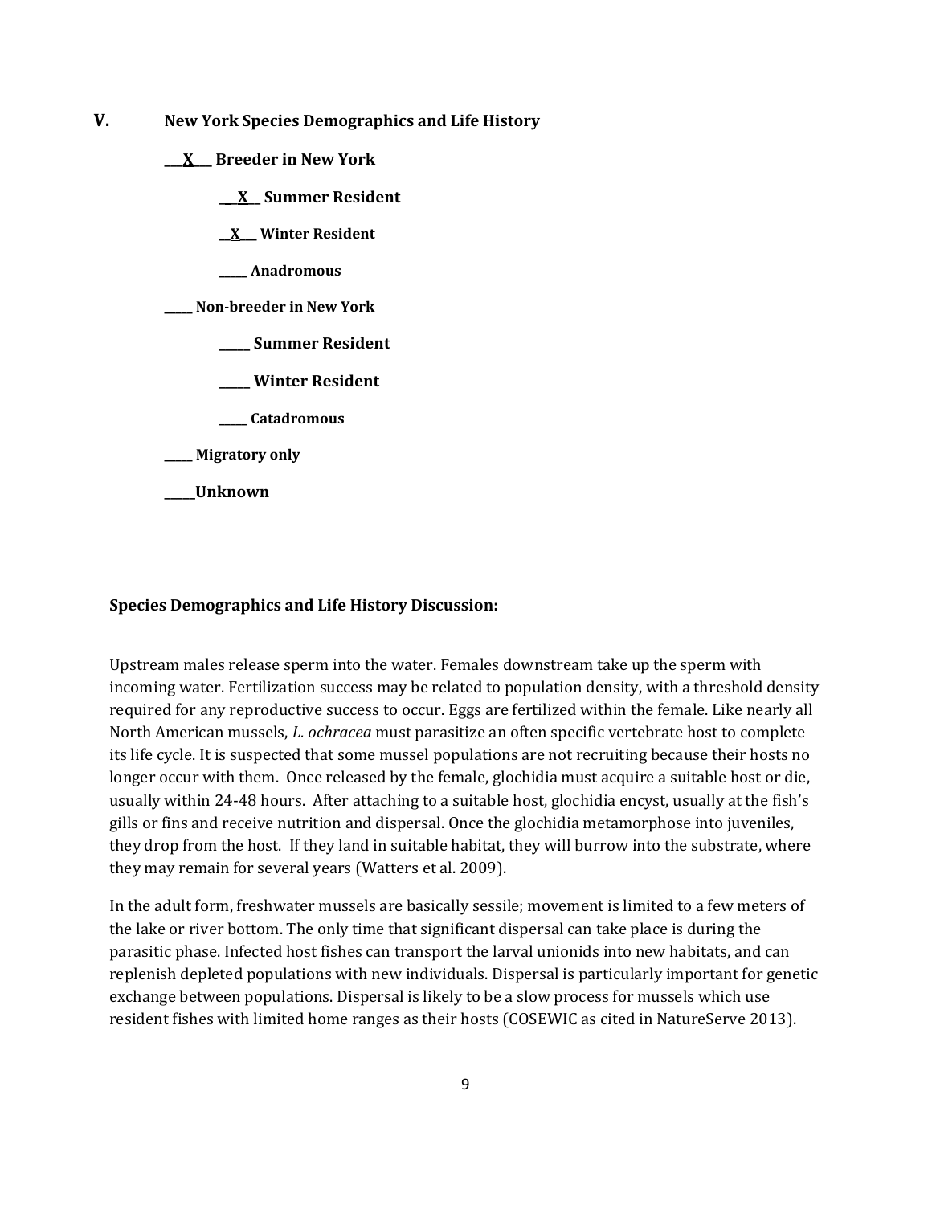## V. New York Species Demographics and Life History

**\_\_\_X\_\_\_ Breeder in New York**

- **\_\_X\_\_ Summer Resident**
- **\_\_X\_\_ Winter Resident**
- **\_\_\_\_\_ Anadromous**

**\_\_\_\_\_ Non-breeder in New York**

- **\_\_\_\_\_ Summer Resident**
- **\_\_\_\_\_ Winter Resident**
- **\_\_\_\_\_ Catadromous**

**\_\_\_\_\_ Migratory only**

**\_\_\_\_\_Unknown**

**Species Demographics and Life History Discussion:**

Upstream males release sperm into the water. Females downstream take up the sperm with incoming water. Fertilization success may be related to population density, with a threshold density required for any reproductive success to occur. Eggs are fertilized within the female. Like nearly all North American mussels, *L. ochracea* must parasitize an often specific vertebrate host to complete its life cycle. It is suspected that some mussel populations are not recruiting because their hosts no longer occur with them. Once released by the female, glochidia must acquire a suitable host or die, usually within 24-48 hours. After attaching to a suitable host, glochidia encyst, usually at the fish's gills or fins and receive nutrition and dispersal. Once the glochidia metamorphose into juveniles, they drop from the host. If they land in suitable habitat, they will burrow into the substrate, where they may remain for several years (Watters et al. 2009).

In the adult form, freshwater mussels are basically sessile; movement is limited to a few meters of the lake or river bottom. The only time that significant dispersal can take place is during the parasitic phase. Infected host fishes can transport the larval unionids into new habitats, and can replenish depleted populations with new individuals. Dispersal is particularly important for genetic exchange between populations. Dispersal is likely to be a slow process for mussels which use resident fishes with limited home ranges as their hosts (COSEWIC as cited in NatureServe 2013).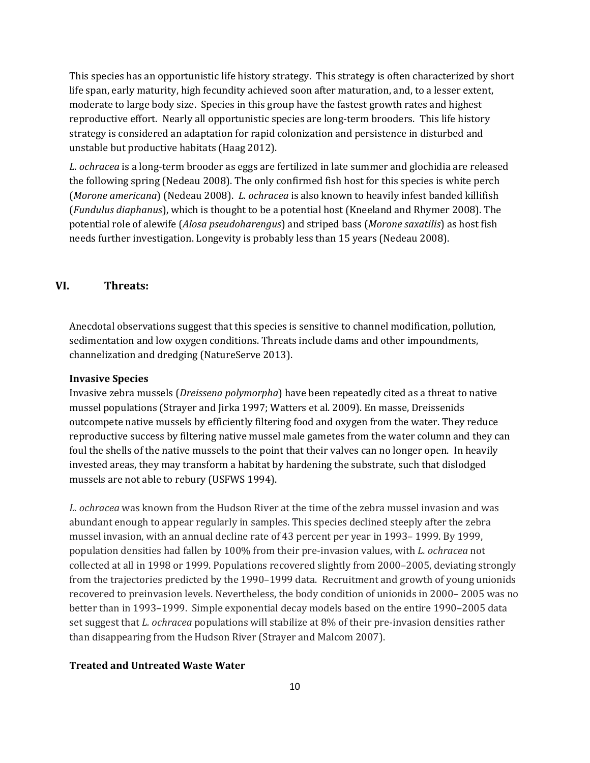This species has an opportunistic life history strategy. This strategy is often characterized by short life span, early maturity, high fecundity achieved soon after maturation, and, to a lesser extent, moderate to large body size. Species in this group have the fastest growth rates and highest reproductive effort. Nearly all opportunistic species are long-term brooders. This life history strategy is considered an adaptation for rapid colonization and persistence in disturbed and unstable but productive habitats (Haag 2012).

*L. ochracea* is a long-term brooder as eggs are fertilized in late summer and glochidia are released the following spring (Nedeau 2008). The only confirmed fish host for this species is white perch (*Morone americana*) (Nedeau 2008). *L. ochracea* is also known to heavily infest banded killifish (*Fundulus diaphanus*), which is thought to be a potential host (Kneeland and Rhymer 2008). The potential role of alewife (*Alosa pseudoharengus*) and striped bass (*Morone saxatilis*) as host fish needs further investigation. Longevity is probably less than 15 years (Nedeau 2008).

## VI. Threats:

Anecdotal observations suggest that this species is sensitive to channel modification, pollution, sedimentation and low oxygen conditions. Threats include dams and other impoundments, channelization and dredging (NatureServe 2013).

**Invasive Species**

Invasive zebra mussels (*Dreissena polymorpha*) have been repeatedly cited as a threat to native mussel populations (Strayer and Jirka 1997; Watters et al. 2009). En masse, Dreissenids outcompete native mussels by efficiently filtering food and oxygen from the water. They reduce reproductive success by filtering native mussel male gametes from the water column and they can foul the shells of the native mussels to the point that their valves can no longer open. In heavily invested areas, they may transform a habitat by hardening the substrate, such that dislodged mussels are not able to rebury (USFWS 1994).

*L. ochracea* was known from the Hudson River at the time of the zebra mussel invasion and was abundant enough to appear regularly in samples. This species declined steeply after the zebra mussel invasion, with an annual decline rate of 43 percent per year in 1993– 1999. By 1999, population densities had fallen by 100% from their pre-invasion values, with *L. ochracea* not collected at all in 1998 or 1999. Populations recovered slightly from 2000–2005, deviating strongly from the trajectories predicted by the 1990–1999 data. Recruitment and growth of young unionids recovered to preinvasion levels. Nevertheless, the body condition of unionids in 2000– 2005 was no better than in 1993–1999. Simple exponential decay models based on the entire 1990–2005 data set suggest that *L. ochracea* populations will stabilize at 8% of their pre-invasion densities rather than disappearing from the Hudson River (Strayer and Malcom 2007).

**Treated and Untreated Waste Water**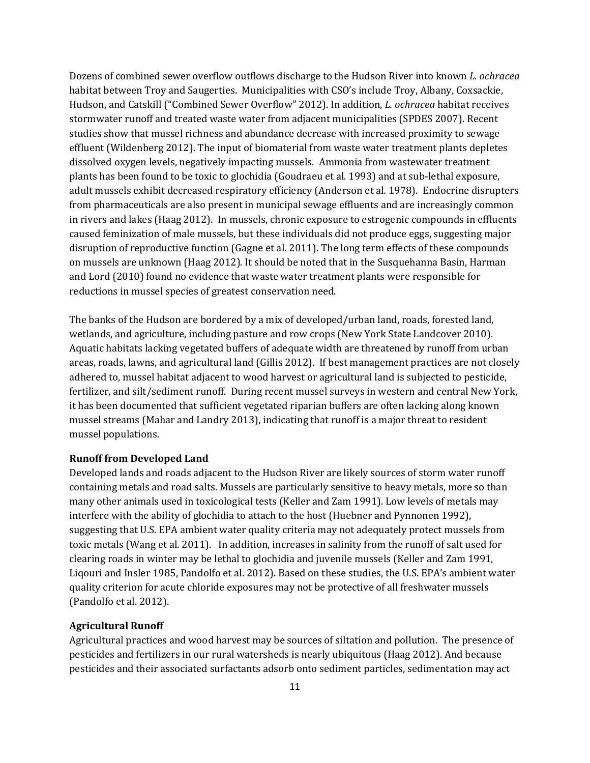Dozens of combined sewer overflow outflows discharge to the Hudson River into known *L. ochracea* habitat between Troy and Saugerties. Municipalities with CSO's include Troy, Albany, Coxsackie, Hudson, and Catskill ("Combined Sewer Overflow" 2012). In addition, *L. ochracea* habitat receives stormwater runoff and treated waste water from adjacent municipalities (SPDES 2007). Recent studies show that mussel richness and abundance decrease with increased proximity to sewage effluent (Wildenberg 2012). The input of biomaterial from waste water treatment plants depletes dissolved oxygen levels, negatively impacting mussels. Ammonia from wastewater treatment plants has been found to be toxic to glochidia (Goudraeu et al. 1993) and at sub-lethal exposure, adult mussels exhibit decreased respiratory efficiency (Anderson et al. 1978). Endocrine disrupters from pharmaceuticals are also present in municipal sewage effluents and are increasingly common in rivers and lakes (Haag 2012). In mussels, chronic exposure to estrogenic compounds in effluents caused feminization of male mussels, but these individuals did not produce eggs, suggesting major disruption of reproductive function (Gagne et al. 2011). The long term effects of these compounds on mussels are unknown (Haag 2012). It should be noted that in the Susquehanna Basin, Harman and Lord (2010) found no evidence that waste water treatment plants were responsible for reductions in mussel species of greatest conservation need.

The banks of the Hudson are bordered by a mix of developed/urban land, roads, forested land, wetlands, and agriculture, including pasture and row crops (New York State Landcover 2010). Aquatic habitats lacking vegetated buffers of adequate width are threatened by runoff from urban areas, roads, lawns, and agricultural land (Gillis 2012). If best management practices are not closely adhered to, mussel habitat adjacent to wood harvest or agricultural land is subjected to pesticide, fertilizer, and silt/sediment runoff. During recent mussel surveys in western and central New York, it has been documented that sufficient vegetated riparian buffers are often lacking along known mussel streams (Mahar and Landry 2013), indicating that runoff is a major threat to resident mussel populations.

**Runoff from Developed Land**

Developed lands and roads adjacent to the Hudson River are likely sources of storm water runoff containing metals and road salts. Mussels are particularly sensitive to heavy metals, more so than many other animals used in toxicological tests (Keller and Zam 1991). Low levels of metals may interfere with the ability of glochidia to attach to the host (Huebner and Pynnonen 1992), suggesting that U.S. EPA ambient water quality criteria may not adequately protect mussels from toxic metals (Wang et al. 2011). In addition, increases in salinity from the runoff of salt used for clearing roads in winter may be lethal to glochidia and juvenile mussels (Keller and Zam 1991, Liqouri and Insler 1985, Pandolfo et al. 2012). Based on these studies, the U.S. EPA's ambient water quality criterion for acute chloride exposures may not be protective of all freshwater mussels (Pandolfo et al. 2012).

**Agricultural Runoff**

Agricultural practices and wood harvest may be sources of siltation and pollution. The presence of pesticides and fertilizers in our rural watersheds is nearly ubiquitous (Haag 2012). And because pesticides and their associated surfactants adsorb onto sediment particles, sedimentation may act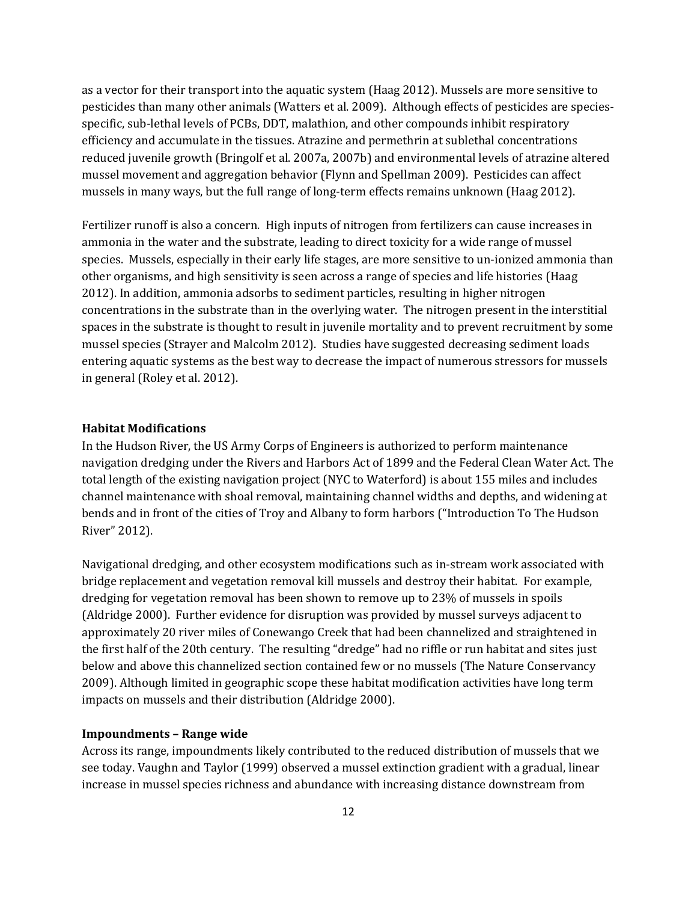as a vector for their transport into the aquatic system (Haag 2012). Mussels are more sensitive to pesticides than many other animals (Watters et al. 2009). Although effects of pesticides are species-specific, sub-lethal levels of PCBs, DDT, malathion, and other compounds inhibit respiratory efficiency and accumulate in the tissues. Atrazine and permethrin at sublethal concentrations reduced juvenile growth (Bringolf et al. 2007a, 2007b) and environmental levels of atrazine altered mussel movement and aggregation behavior (Flynn and Spellman 2009). Pesticides can affect mussels in many ways, but the full range of long-term effects remains unknown (Haag 2012).

Fertilizer runoff is also a concern. High inputs of nitrogen from fertilizers can cause increases in ammonia in the water and the substrate, leading to direct toxicity for a wide range of mussel species. Mussels, especially in their early life stages, are more sensitive to un-ionized ammonia than other organisms, and high sensitivity is seen across a range of species and life histories (Haag 2012). In addition, ammonia adsorbs to sediment particles, resulting in higher nitrogen concentrations in the substrate than in the overlying water. The nitrogen present in the interstitial spaces in the substrate is thought to result in juvenile mortality and to prevent recruitment by some mussel species (Strayer and Malcolm 2012). Studies have suggested decreasing sediment loads entering aquatic systems as the best way to decrease the impact of numerous stressors for mussels in general (Roley et al. 2012).

**Habitat Modifications**

In the Hudson River, the US Army Corps of Engineers is authorized to perform maintenance navigation dredging under the Rivers and Harbors Act of 1899 and the Federal Clean Water Act. The total length of the existing navigation project (NYC to Waterford) is about 155 miles and includes channel maintenance with shoal removal, maintaining channel widths and depths, and widening at bends and in front of the cities of Troy and Albany to form harbors ("Introduction To The Hudson River" 2012).

Navigational dredging, and other ecosystem modifications such as in-stream work associated with bridge replacement and vegetation removal kill mussels and destroy their habitat. For example, dredging for vegetation removal has been shown to remove up to 23% of mussels in spoils (Aldridge 2000). Further evidence for disruption was provided by mussel surveys adjacent to approximately 20 river miles of Conewango Creek that had been channelized and straightened in the first half of the 20th century. The resulting "dredge" had no riffle or run habitat and sites just below and above this channelized section contained few or no mussels (The Nature Conservancy 2009). Although limited in geographic scope these habitat modification activities have long term impacts on mussels and their distribution (Aldridge 2000).

**Impoundments – Range wide**

Across its range, impoundments likely contributed to the reduced distribution of mussels that we see today. Vaughn and Taylor (1999) observed a mussel extinction gradient with a gradual, linear increase in mussel species richness and abundance with increasing distance downstream from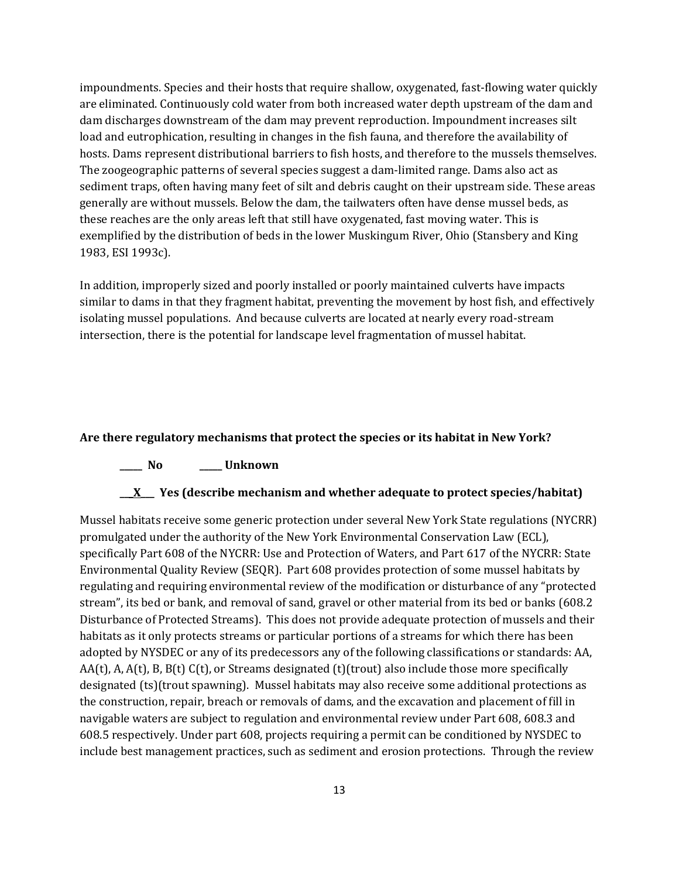impoundments. Species and their hosts that require shallow, oxygenated, fast-flowing water quickly are eliminated. Continuously cold water from both increased water depth upstream of the dam and dam discharges downstream of the dam may prevent reproduction. Impoundment increases silt load and eutrophication, resulting in changes in the fish fauna, and therefore the availability of hosts. Dams represent distributional barriers to fish hosts, and therefore to the mussels themselves. The zoogeographic patterns of several species suggest a dam-limited range. Dams also act as sediment traps, often having many feet of silt and debris caught on their upstream side. These areas generally are without mussels. Below the dam, the tailwaters often have dense mussel beds, as these reaches are the only areas left that still have oxygenated, fast moving water. This is exemplified by the distribution of beds in the lower Muskingum River, Ohio (Stansbery and King 1983, ESI 1993c).

In addition, improperly sized and poorly installed or poorly maintained culverts have impacts similar to dams in that they fragment habitat, preventing the movement by host fish, and effectively isolating mussel populations. And because culverts are located at nearly every road-stream intersection, there is the potential for landscape level fragmentation of mussel habitat.

**Are there regulatory mechanisms that protect the species or its habitat in New York?**

**_____ No _____ Unknown**

**__X__ Yes (describe mechanism and whether adequate to protect species/habitat)**

Mussel habitats receive some generic protection under several New York State regulations (NYCRR) promulgated under the authority of the New York Environmental Conservation Law (ECL), specifically Part 608 of the NYCRR: Use and Protection of Waters, and Part 617 of the NYCRR: State Environmental Quality Review (SEQR). Part 608 provides protection of some mussel habitats by regulating and requiring environmental review of the modification or disturbance of any "protected stream", its bed or bank, and removal of sand, gravel or other material from its bed or banks (608.2 Disturbance of Protected Streams). This does not provide adequate protection of mussels and their habitats as it only protects streams or particular portions of a streams for which there has been adopted by NYSDEC or any of its predecessors any of the following classifications or standards: AA, AA(t), A, A(t), B, B(t) C(t), or Streams designated (t)(trout) also include those more specifically designated (ts)(trout spawning). Mussel habitats may also receive some additional protections as the construction, repair, breach or removals of dams, and the excavation and placement of fill in navigable waters are subject to regulation and environmental review under Part 608, 608.3 and 608.5 respectively. Under part 608, projects requiring a permit can be conditioned by NYSDEC to include best management practices, such as sediment and erosion protections. Through the review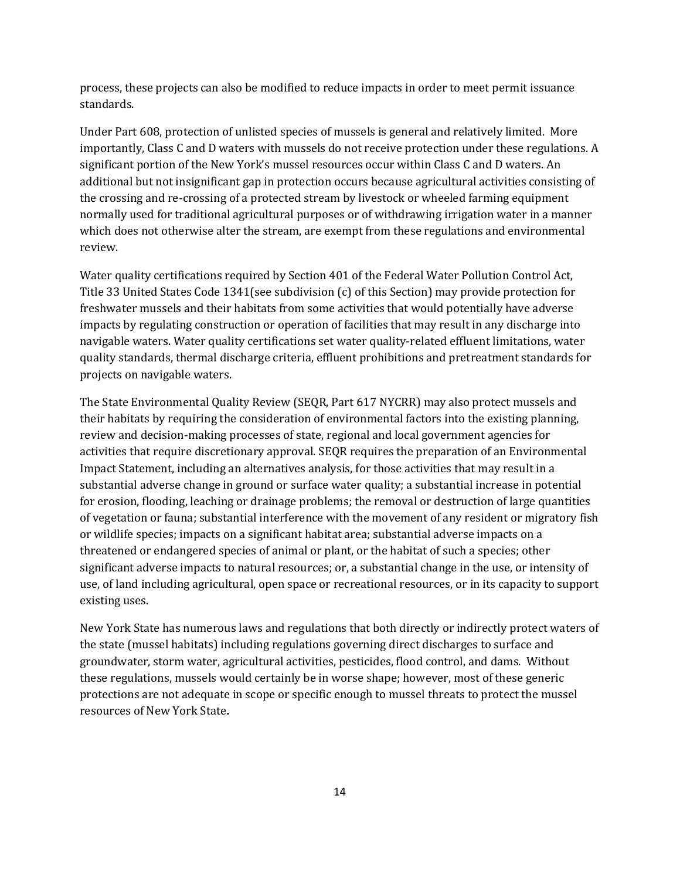process, these projects can also be modified to reduce impacts in order to meet permit issuance standards.

Under Part 608, protection of unlisted species of mussels is general and relatively limited. More importantly, Class C and D waters with mussels do not receive protection under these regulations. A significant portion of the New York's mussel resources occur within Class C and D waters. An additional but not insignificant gap in protection occurs because agricultural activities consisting of the crossing and re-crossing of a protected stream by livestock or wheeled farming equipment normally used for traditional agricultural purposes or of withdrawing irrigation water in a manner which does not otherwise alter the stream, are exempt from these regulations and environmental review.

Water quality certifications required by Section 401 of the Federal Water Pollution Control Act, Title 33 United States Code 1341(see subdivision (c) of this Section) may provide protection for freshwater mussels and their habitats from some activities that would potentially have adverse impacts by regulating construction or operation of facilities that may result in any discharge into navigable waters. Water quality certifications set water quality-related effluent limitations, water quality standards, thermal discharge criteria, effluent prohibitions and pretreatment standards for projects on navigable waters.

The State Environmental Quality Review (SEQR, Part 617 NYCRR) may also protect mussels and their habitats by requiring the consideration of environmental factors into the existing planning, review and decision-making processes of state, regional and local government agencies for activities that require discretionary approval. SEQR requires the preparation of an Environmental Impact Statement, including an alternatives analysis, for those activities that may result in a substantial adverse change in ground or surface water quality; a substantial increase in potential for erosion, flooding, leaching or drainage problems; the removal or destruction of large quantities of vegetation or fauna; substantial interference with the movement of any resident or migratory fish or wildlife species; impacts on a significant habitat area; substantial adverse impacts on a threatened or endangered species of animal or plant, or the habitat of such a species; other significant adverse impacts to natural resources; or, a substantial change in the use, or intensity of use, of land including agricultural, open space or recreational resources, or in its capacity to support existing uses.

New York State has numerous laws and regulations that both directly or indirectly protect waters of the state (mussel habitats) including regulations governing direct discharges to surface and groundwater, storm water, agricultural activities, pesticides, flood control, and dams. Without these regulations, mussels would certainly be in worse shape; however, most of these generic protections are not adequate in scope or specific enough to mussel threats to protect the mussel resources of New York State.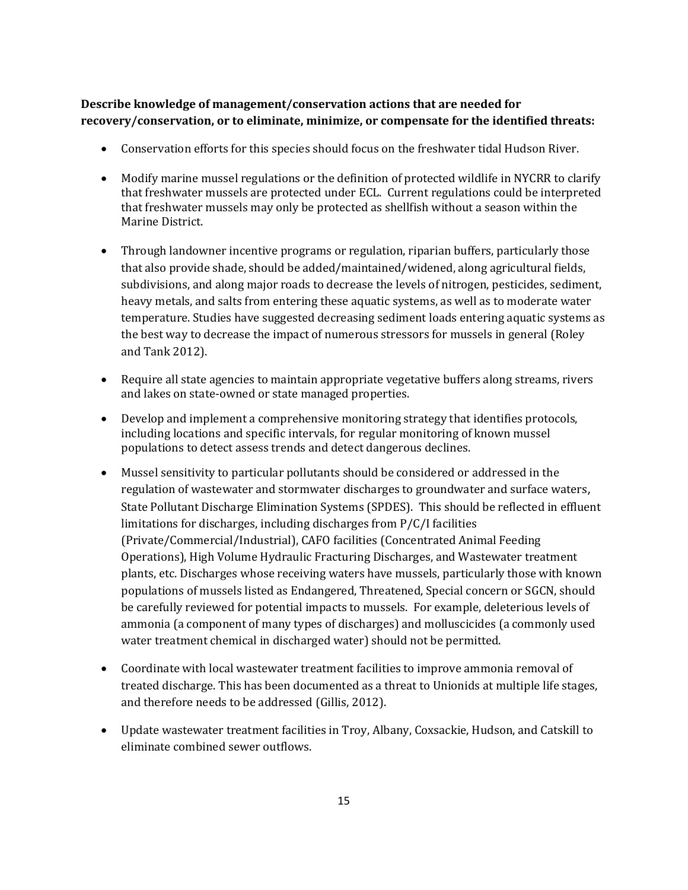**Describe knowledge of management/conservation actions that are needed for recovery/conservation, or to eliminate, minimize, or compensate for the identified threats:**

- Conservation efforts for this species should focus on the freshwater tidal Hudson River.
- Modify marine mussel regulations or the definition of protected wildlife in NYCRR to clarify that freshwater mussels are protected under ECL. Current regulations could be interpreted that freshwater mussels may only be protected as shellfish without a season within the Marine District.
- Through landowner incentive programs or regulation, riparian buffers, particularly those that also provide shade, should be added/maintained/widened, along agricultural fields, subdivisions, and along major roads to decrease the levels of nitrogen, pesticides, sediment, heavy metals, and salts from entering these aquatic systems, as well as to moderate water temperature. Studies have suggested decreasing sediment loads entering aquatic systems as the best way to decrease the impact of numerous stressors for mussels in general (Roley and Tank 2012).
- Require all state agencies to maintain appropriate vegetative buffers along streams, rivers and lakes on state-owned or state managed properties.
- Develop and implement a comprehensive monitoring strategy that identifies protocols, including locations and specific intervals, for regular monitoring of known mussel populations to detect assess trends and detect dangerous declines.
- Mussel sensitivity to particular pollutants should be considered or addressed in the regulation of wastewater and stormwater discharges to groundwater and surface waters, State Pollutant Discharge Elimination Systems (SPDES). This should be reflected in effluent limitations for discharges, including discharges from P/C/I facilities (Private/Commercial/Industrial), CAFO facilities (Concentrated Animal Feeding Operations), High Volume Hydraulic Fracturing Discharges, and Wastewater treatment plants, etc. Discharges whose receiving waters have mussels, particularly those with known populations of mussels listed as Endangered, Threatened, Special concern or SGCN, should be carefully reviewed for potential impacts to mussels. For example, deleterious levels of ammonia (a component of many types of discharges) and molluscicides (a commonly used water treatment chemical in discharged water) should not be permitted.
- Coordinate with local wastewater treatment facilities to improve ammonia removal of treated discharge. This has been documented as a threat to Unionids at multiple life stages, and therefore needs to be addressed (Gillis, 2012).
- Update wastewater treatment facilities in Troy, Albany, Coxsackie, Hudson, and Catskill to eliminate combined sewer outflows.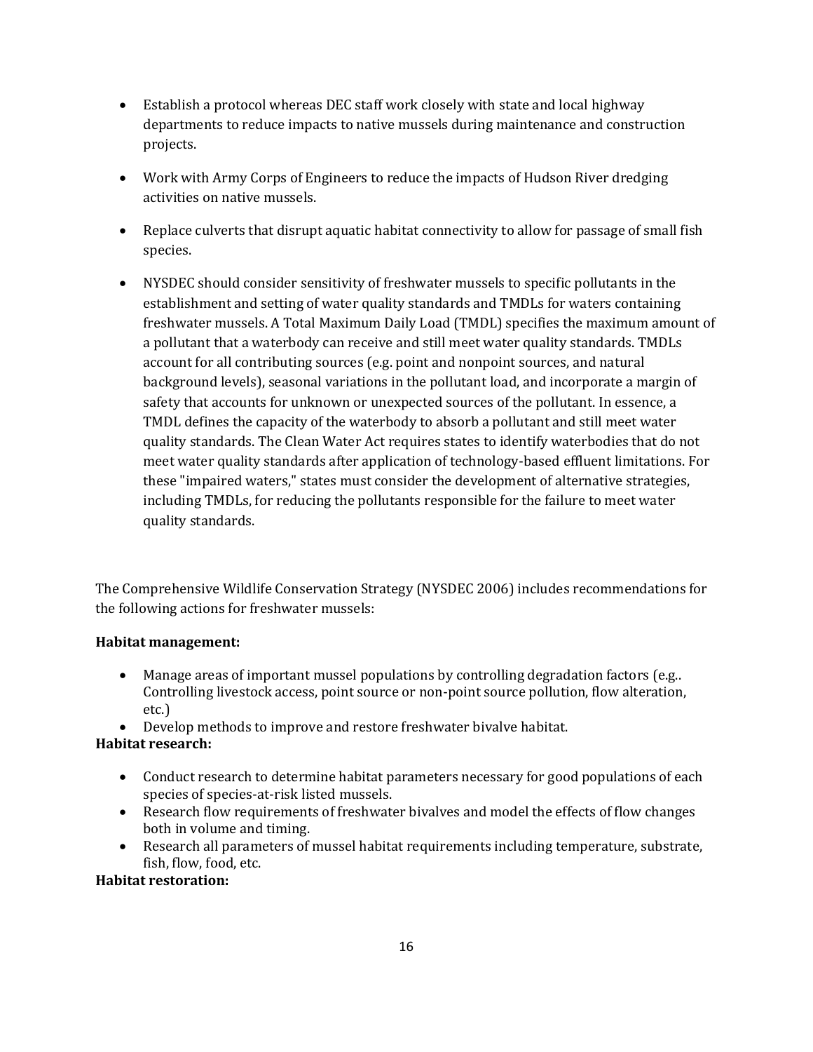- Establish a protocol whereas DEC staff work closely with state and local highway departments to reduce impacts to native mussels during maintenance and construction projects.

- Work with Army Corps of Engineers to reduce the impacts of Hudson River dredging activities on native mussels.

- Replace culverts that disrupt aquatic habitat connectivity to allow for passage of small fish species.

- NYSDEC should consider sensitivity of freshwater mussels to specific pollutants in the establishment and setting of water quality standards and TMDLs for waters containing freshwater mussels. A Total Maximum Daily Load (TMDL) specifies the maximum amount of a pollutant that a waterbody can receive and still meet water quality standards. TMDLs account for all contributing sources (e.g. point and nonpoint sources, and natural background levels), seasonal variations in the pollutant load, and incorporate a margin of safety that accounts for unknown or unexpected sources of the pollutant. In essence, a TMDL defines the capacity of the waterbody to absorb a pollutant and still meet water quality standards. The Clean Water Act requires states to identify waterbodies that do not meet water quality standards after application of technology-based effluent limitations. For these "impaired waters," states must consider the development of alternative strategies, including TMDLs, for reducing the pollutants responsible for the failure to meet water quality standards.

The Comprehensive Wildlife Conservation Strategy (NYSDEC 2006) includes recommendations for the following actions for freshwater mussels:

**Habitat management:**

- Manage areas of important mussel populations by controlling degradation factors (e.g.. Controlling livestock access, point source or non-point source pollution, flow alteration, etc.)
- Develop methods to improve and restore freshwater bivalve habitat.

**Habitat research:**

- Conduct research to determine habitat parameters necessary for good populations of each species of species-at-risk listed mussels.
- Research flow requirements of freshwater bivalves and model the effects of flow changes both in volume and timing.
- Research all parameters of mussel habitat requirements including temperature, substrate, fish, flow, food, etc.

**Habitat restoration:**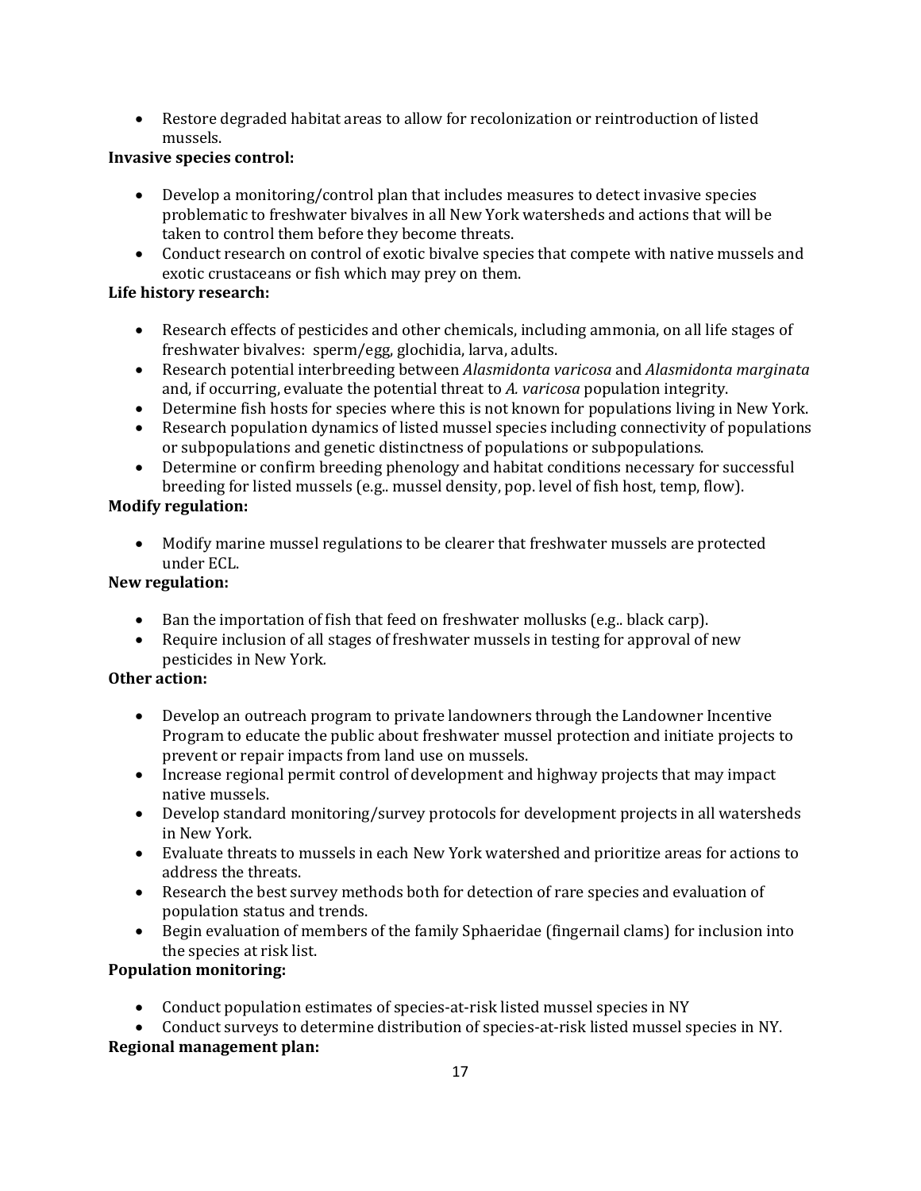- Restore degraded habitat areas to allow for recolonization or reintroduction of listed mussels.

**Invasive species control:**

- Develop a monitoring/control plan that includes measures to detect invasive species problematic to freshwater bivalves in all New York watersheds and actions that will be taken to control them before they become threats.
- Conduct research on control of exotic bivalve species that compete with native mussels and exotic crustaceans or fish which may prey on them.

**Life history research:**

- Research effects of pesticides and other chemicals, including ammonia, on all life stages of freshwater bivalves: sperm/egg, glochidia, larva, adults.
- Research potential interbreeding between *Alasmidonta varicosa* and *Alasmidonta marginata* and, if occurring, evaluate the potential threat to *A. varicosa* population integrity.
- Determine fish hosts for species where this is not known for populations living in New York.
- Research population dynamics of listed mussel species including connectivity of populations or subpopulations and genetic distinctness of populations or subpopulations.
- Determine or confirm breeding phenology and habitat conditions necessary for successful breeding for listed mussels (e.g.. mussel density, pop. level of fish host, temp, flow).

**Modify regulation:**

- Modify marine mussel regulations to be clearer that freshwater mussels are protected under ECL.

**New regulation:**

- Ban the importation of fish that feed on freshwater mollusks (e.g.. black carp).
- Require inclusion of all stages of freshwater mussels in testing for approval of new pesticides in New York.

**Other action:**

- Develop an outreach program to private landowners through the Landowner Incentive Program to educate the public about freshwater mussel protection and initiate projects to prevent or repair impacts from land use on mussels.
- Increase regional permit control of development and highway projects that may impact native mussels.
- Develop standard monitoring/survey protocols for development projects in all watersheds in New York.
- Evaluate threats to mussels in each New York watershed and prioritize areas for actions to address the threats.
- Research the best survey methods both for detection of rare species and evaluation of population status and trends.
- Begin evaluation of members of the family Sphaeridae (fingernail clams) for inclusion into the species at risk list.

**Population monitoring:**

- Conduct population estimates of species-at-risk listed mussel species in NY
- Conduct surveys to determine distribution of species-at-risk listed mussel species in NY.

**Regional management plan:**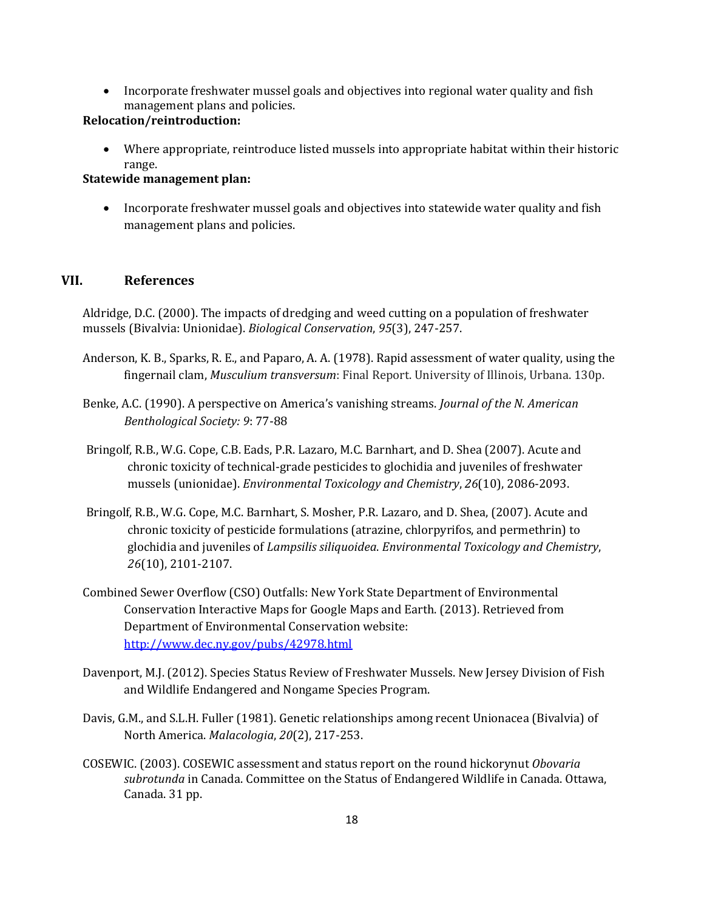- Incorporate freshwater mussel goals and objectives into regional water quality and fish management plans and policies.

**Relocation/reintroduction:**

- Where appropriate, reintroduce listed mussels into appropriate habitat within their historic range.

**Statewide management plan:**

- Incorporate freshwater mussel goals and objectives into statewide water quality and fish management plans and policies.

## VII. References

Aldridge, D.C. (2000). The impacts of dredging and weed cutting on a population of freshwater mussels (Bivalvia: Unionidae). *Biological Conservation*, *95*(3), 247-257.

Anderson, K. B., Sparks, R. E., and Paparo, A. A. (1978). Rapid assessment of water quality, using the fingernail clam, *Musculium transversum*: Final Report. University of Illinois, Urbana. 130p.

Benke, A.C. (1990). A perspective on America's vanishing streams. *Journal of the N. American Benthological Society: 9*: 77-88

Bringolf, R.B., W.G. Cope, C.B. Eads, P.R. Lazaro, M.C. Barnhart, and D. Shea (2007). Acute and chronic toxicity of technical-grade pesticides to glochidia and juveniles of freshwater mussels (unionidae). *Environmental Toxicology and Chemistry*, *26*(10), 2086-2093.

Bringolf, R.B., W.G. Cope, M.C. Barnhart, S. Mosher, P.R. Lazaro, and D. Shea, (2007). Acute and chronic toxicity of pesticide formulations (atrazine, chlorpyrifos, and permethrin) to glochidia and juveniles of *Lampsilis siliquoidea*. *Environmental Toxicology and Chemistry*, *26*(10), 2101-2107.

Combined Sewer Overflow (CSO) Outfalls: New York State Department of Environmental Conservation Interactive Maps for Google Maps and Earth. (2013). Retrieved from Department of Environmental Conservation website: http://www.dec.ny.gov/pubs/42978.html

Davenport, M.J. (2012). Species Status Review of Freshwater Mussels. New Jersey Division of Fish and Wildlife Endangered and Nongame Species Program.

Davis, G.M., and S.L.H. Fuller (1981). Genetic relationships among recent Unionacea (Bivalvia) of North America. *Malacologia*, *20*(2), 217-253.

COSEWIC. (2003). COSEWIC assessment and status report on the round hickorynut *Obovaria subrotunda* in Canada. Committee on the Status of Endangered Wildlife in Canada. Ottawa, Canada. 31 pp.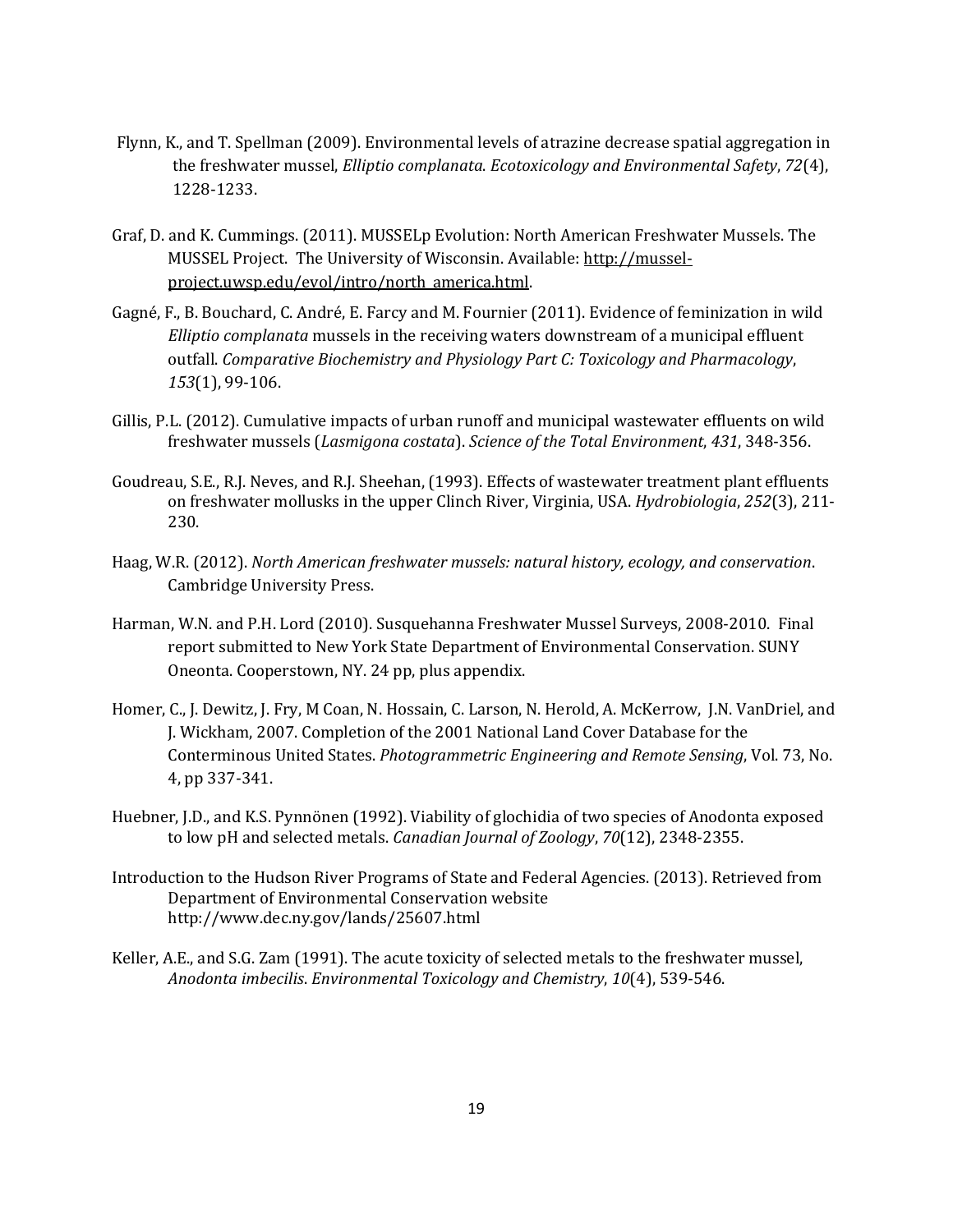Flynn, K., and T. Spellman (2009). Environmental levels of atrazine decrease spatial aggregation in the freshwater mussel, *Elliptio complanata*. *Ecotoxicology and Environmental Safety*, *72*(4), 1228-1233.

Graf, D. and K. Cummings. (2011). MUSSELp Evolution: North American Freshwater Mussels. The MUSSEL Project. The University of Wisconsin. Available: http://mussel-project.uwsp.edu/evol/intro/north_america.html.

Gagné, F., B. Bouchard, C. André, E. Farcy and M. Fournier (2011). Evidence of feminization in wild *Elliptio complanata* mussels in the receiving waters downstream of a municipal effluent outfall. *Comparative Biochemistry and Physiology Part C: Toxicology and Pharmacology*, *153*(1), 99-106.

Gillis, P.L. (2012). Cumulative impacts of urban runoff and municipal wastewater effluents on wild freshwater mussels (*Lasmigona costata*). *Science of the Total Environment*, *431*, 348-356.

Goudreau, S.E., R.J. Neves, and R.J. Sheehan, (1993). Effects of wastewater treatment plant effluents on freshwater mollusks in the upper Clinch River, Virginia, USA. *Hydrobiologia*, *252*(3), 211-230.

Haag, W.R. (2012). *North American freshwater mussels: natural history, ecology, and conservation*. Cambridge University Press.

Harman, W.N. and P.H. Lord (2010). Susquehanna Freshwater Mussel Surveys, 2008-2010. Final report submitted to New York State Department of Environmental Conservation. SUNY Oneonta. Cooperstown, NY. 24 pp, plus appendix.

Homer, C., J. Dewitz, J. Fry, M Coan, N. Hossain, C. Larson, N. Herold, A. McKerrow, J.N. VanDriel, and J. Wickham, 2007. Completion of the 2001 National Land Cover Database for the Conterminous United States. *Photogrammetric Engineering and Remote Sensing*, Vol. 73, No. 4, pp 337-341.

Huebner, J.D., and K.S. Pynnönen (1992). Viability of glochidia of two species of Anodonta exposed to low pH and selected metals. *Canadian Journal of Zoology*, *70*(12), 2348-2355.

Introduction to the Hudson River Programs of State and Federal Agencies. (2013). Retrieved from Department of Environmental Conservation website http://www.dec.ny.gov/lands/25607.html

Keller, A.E., and S.G. Zam (1991). The acute toxicity of selected metals to the freshwater mussel, *Anodonta imbecilis*. *Environmental Toxicology and Chemistry*, *10*(4), 539-546.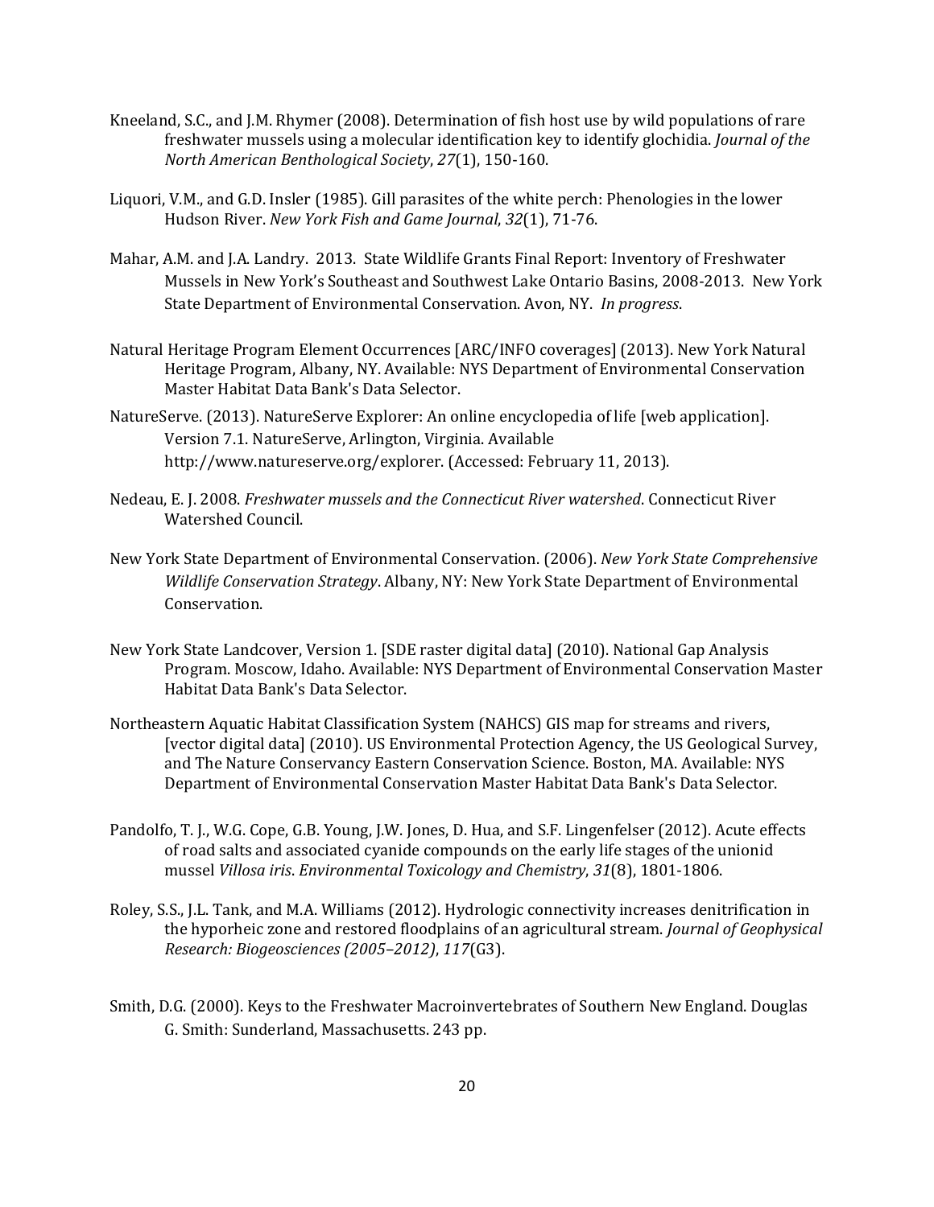Kneeland, S.C., and J.M. Rhymer (2008). Determination of fish host use by wild populations of rare freshwater mussels using a molecular identification key to identify glochidia. *Journal of the North American Benthological Society*, *27*(1), 150-160.

Liquori, V.M., and G.D. Insler (1985). Gill parasites of the white perch: Phenologies in the lower Hudson River. *New York Fish and Game Journal*, *32*(1), 71-76.

Mahar, A.M. and J.A. Landry. 2013. State Wildlife Grants Final Report: Inventory of Freshwater Mussels in New York's Southeast and Southwest Lake Ontario Basins, 2008-2013. New York State Department of Environmental Conservation. Avon, NY. *In progress*.

Natural Heritage Program Element Occurrences [ARC/INFO coverages] (2013). New York Natural Heritage Program, Albany, NY. Available: NYS Department of Environmental Conservation Master Habitat Data Bank's Data Selector.

NatureServe. (2013). NatureServe Explorer: An online encyclopedia of life [web application]. Version 7.1. NatureServe, Arlington, Virginia. Available http://www.natureserve.org/explorer. (Accessed: February 11, 2013).

Nedeau, E. J. 2008. *Freshwater mussels and the Connecticut River watershed*. Connecticut River Watershed Council.

New York State Department of Environmental Conservation. (2006). *New York State Comprehensive Wildlife Conservation Strategy*. Albany, NY: New York State Department of Environmental Conservation.

New York State Landcover, Version 1. [SDE raster digital data] (2010). National Gap Analysis Program. Moscow, Idaho. Available: NYS Department of Environmental Conservation Master Habitat Data Bank's Data Selector.

Northeastern Aquatic Habitat Classification System (NAHCS) GIS map for streams and rivers, [vector digital data] (2010). US Environmental Protection Agency, the US Geological Survey, and The Nature Conservancy Eastern Conservation Science. Boston, MA. Available: NYS Department of Environmental Conservation Master Habitat Data Bank's Data Selector.

Pandolfo, T. J., W.G. Cope, G.B. Young, J.W. Jones, D. Hua, and S.F. Lingenfelser (2012). Acute effects of road salts and associated cyanide compounds on the early life stages of the unionid mussel *Villosa iris*. *Environmental Toxicology and Chemistry*, *31*(8), 1801-1806.

Roley, S.S., J.L. Tank, and M.A. Williams (2012). Hydrologic connectivity increases denitrification in the hyporheic zone and restored floodplains of an agricultural stream. *Journal of Geophysical Research: Biogeosciences (2005–2012)*, *117*(G3).

Smith, D.G. (2000). Keys to the Freshwater Macroinvertebrates of Southern New England. Douglas G. Smith: Sunderland, Massachusetts. 243 pp.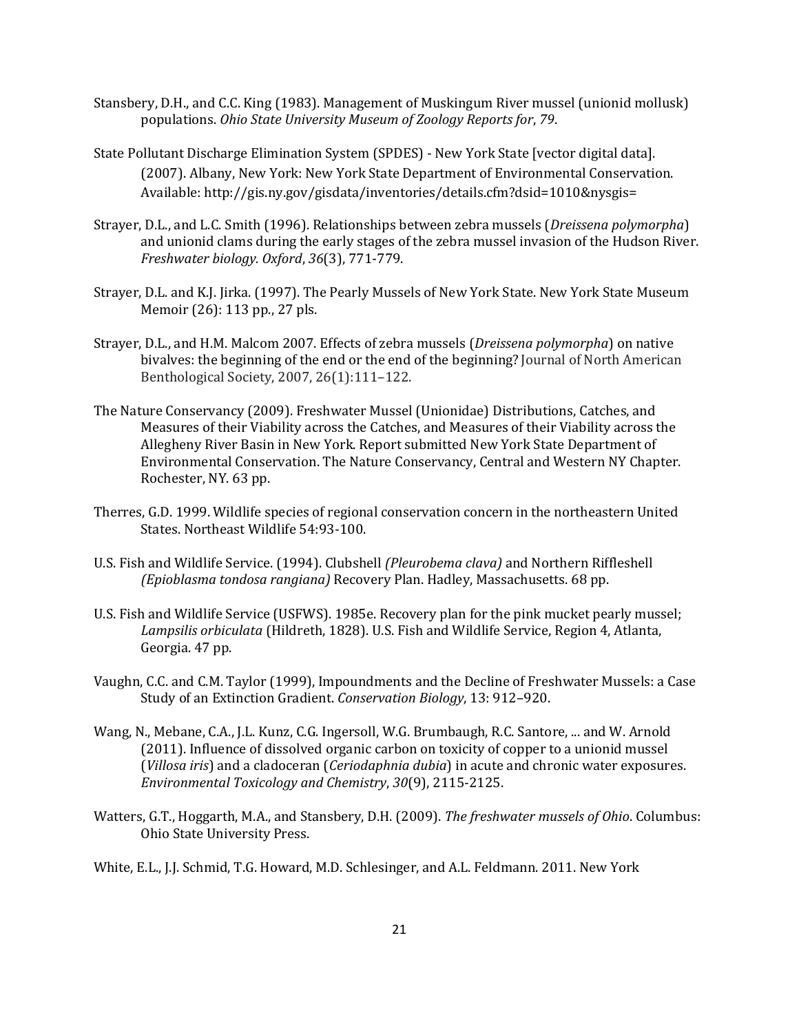Stansbery, D.H., and C.C. King (1983). Management of Muskingum River mussel (unionid mollusk) populations. *Ohio State University Museum of Zoology Reports for*, *79*.

State Pollutant Discharge Elimination System (SPDES) - New York State [vector digital data]. (2007). Albany, New York: New York State Department of Environmental Conservation. Available: http://gis.ny.gov/gisdata/inventories/details.cfm?dsid=1010&nysgis=

Strayer, D.L., and L.C. Smith (1996). Relationships between zebra mussels (*Dreissena polymorpha*) and unionid clams during the early stages of the zebra mussel invasion of the Hudson River. *Freshwater biology. Oxford*, *36*(3), 771-779.

Strayer, D.L. and K.J. Jirka. (1997). The Pearly Mussels of New York State. New York State Museum Memoir (26): 113 pp., 27 pls.

Strayer, D.L., and H.M. Malcom 2007. Effects of zebra mussels (*Dreissena polymorpha*) on native bivalves: the beginning of the end or the end of the beginning? Journal of North American Benthological Society, 2007, 26(1):111–122.

The Nature Conservancy (2009). Freshwater Mussel (Unionidae) Distributions, Catches, and Measures of their Viability across the Catches, and Measures of their Viability across the Allegheny River Basin in New York. Report submitted New York State Department of Environmental Conservation. The Nature Conservancy, Central and Western NY Chapter. Rochester, NY. 63 pp.

Therres, G.D. 1999. Wildlife species of regional conservation concern in the northeastern United States. Northeast Wildlife 54:93-100.

U.S. Fish and Wildlife Service. (1994). Clubshell *(Pleurobema clava)* and Northern Riffleshell *(Epioblasma tondosa rangiana)* Recovery Plan. Hadley, Massachusetts. 68 pp.

U.S. Fish and Wildlife Service (USFWS). 1985e. Recovery plan for the pink mucket pearly mussel; *Lampsilis orbiculata* (Hildreth, 1828). U.S. Fish and Wildlife Service, Region 4, Atlanta, Georgia. 47 pp.

Vaughn, C.C. and C.M. Taylor (1999), Impoundments and the Decline of Freshwater Mussels: a Case Study of an Extinction Gradient. *Conservation Biology*, 13: 912–920.

Wang, N., Mebane, C.A., J.L. Kunz, C.G. Ingersoll, W.G. Brumbaugh, R.C. Santore, ... and W. Arnold (2011). Influence of dissolved organic carbon on toxicity of copper to a unionid mussel (*Villosa iris*) and a cladoceran (*Ceriodaphnia dubia*) in acute and chronic water exposures. *Environmental Toxicology and Chemistry*, *30*(9), 2115-2125.

Watters, G.T., Hoggarth, M.A., and Stansbery, D.H. (2009). *The freshwater mussels of Ohio*. Columbus: Ohio State University Press.

White, E.L., J.J. Schmid, T.G. Howard, M.D. Schlesinger, and A.L. Feldmann. 2011. New York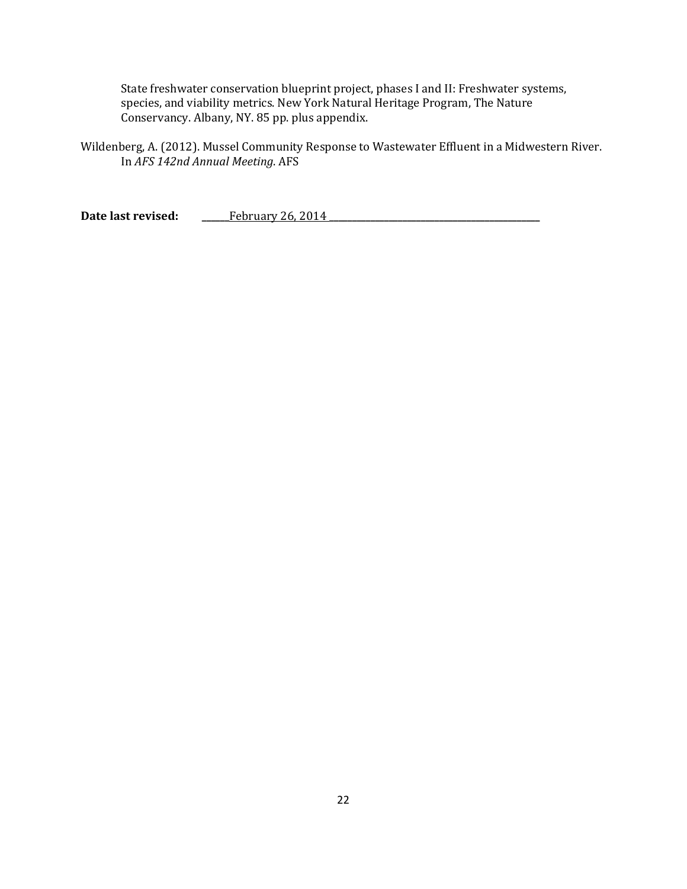State freshwater conservation blueprint project, phases I and II: Freshwater systems, species, and viability metrics. New York Natural Heritage Program, The Nature Conservancy. Albany, NY. 85 pp. plus appendix.

Wildenberg, A. (2012). Mussel Community Response to Wastewater Effluent in a Midwestern River. In *AFS 142nd Annual Meeting*. AFS

**Date last revised:** February 26, 2014